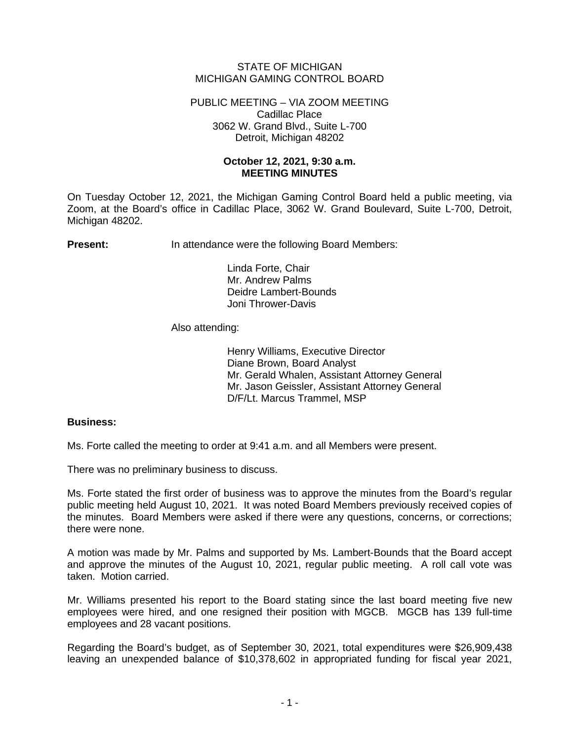STATE OF MICHIGAN
MICHIGAN GAMING CONTROL BOARD

PUBLIC MEETING – VIA ZOOM MEETING
Cadillac Place
3062 W. Grand Blvd., Suite L-700
Detroit, Michigan 48202

**October 12, 2021, 9:30 a.m.**
**MEETING MINUTES**

On Tuesday October 12, 2021, the Michigan Gaming Control Board held a public meeting, via Zoom, at the Board's office in Cadillac Place, 3062 W. Grand Boulevard, Suite L-700, Detroit, Michigan 48202.

**Present:** In attendance were the following Board Members:

Linda Forte, Chair
Mr. Andrew Palms
Deidre Lambert-Bounds
Joni Thrower-Davis

Also attending:

Henry Williams, Executive Director
Diane Brown, Board Analyst
Mr. Gerald Whalen, Assistant Attorney General
Mr. Jason Geissler, Assistant Attorney General
D/F/Lt. Marcus Trammel, MSP

**Business:**

Ms. Forte called the meeting to order at 9:41 a.m. and all Members were present.

There was no preliminary business to discuss.

Ms. Forte stated the first order of business was to approve the minutes from the Board's regular public meeting held August 10, 2021. It was noted Board Members previously received copies of the minutes. Board Members were asked if there were any questions, concerns, or corrections; there were none.

A motion was made by Mr. Palms and supported by Ms. Lambert-Bounds that the Board accept and approve the minutes of the August 10, 2021, regular public meeting. A roll call vote was taken. Motion carried.

Mr. Williams presented his report to the Board stating since the last board meeting five new employees were hired, and one resigned their position with MGCB. MGCB has 139 full-time employees and 28 vacant positions.

Regarding the Board's budget, as of September 30, 2021, total expenditures were $26,909,438 leaving an unexpended balance of $10,378,602 in appropriated funding for fiscal year 2021,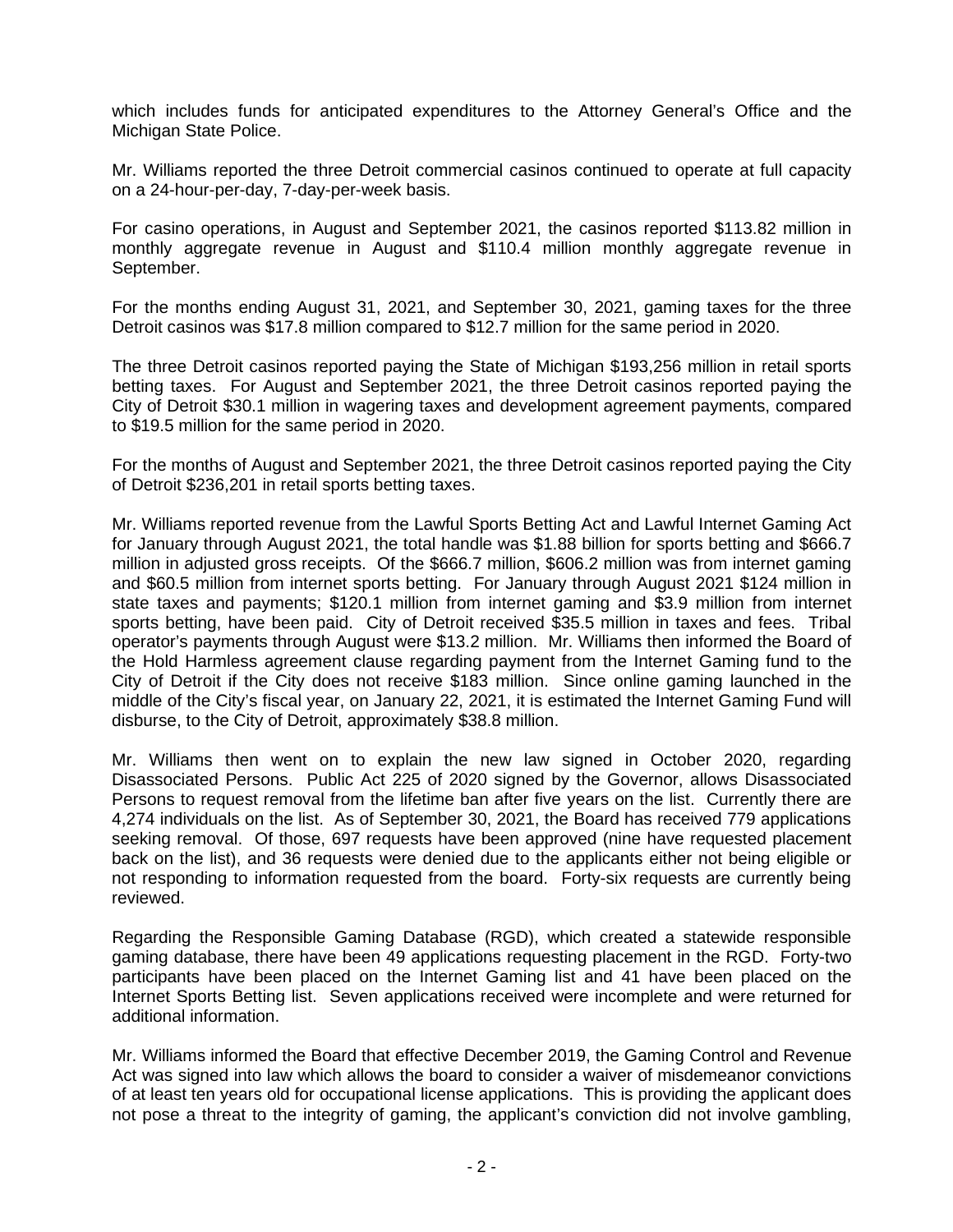which includes funds for anticipated expenditures to the Attorney General's Office and the Michigan State Police.

Mr. Williams reported the three Detroit commercial casinos continued to operate at full capacity on a 24-hour-per-day, 7-day-per-week basis.

For casino operations, in August and September 2021, the casinos reported $113.82 million in monthly aggregate revenue in August and $110.4 million monthly aggregate revenue in September.

For the months ending August 31, 2021, and September 30, 2021, gaming taxes for the three Detroit casinos was $17.8 million compared to $12.7 million for the same period in 2020.

The three Detroit casinos reported paying the State of Michigan $193,256 million in retail sports betting taxes. For August and September 2021, the three Detroit casinos reported paying the City of Detroit $30.1 million in wagering taxes and development agreement payments, compared to $19.5 million for the same period in 2020.

For the months of August and September 2021, the three Detroit casinos reported paying the City of Detroit $236,201 in retail sports betting taxes.

Mr. Williams reported revenue from the Lawful Sports Betting Act and Lawful Internet Gaming Act for January through August 2021, the total handle was $1.88 billion for sports betting and $666.7 million in adjusted gross receipts. Of the $666.7 million, $606.2 million was from internet gaming and $60.5 million from internet sports betting. For January through August 2021 $124 million in state taxes and payments; $120.1 million from internet gaming and $3.9 million from internet sports betting, have been paid. City of Detroit received $35.5 million in taxes and fees. Tribal operator's payments through August were $13.2 million. Mr. Williams then informed the Board of the Hold Harmless agreement clause regarding payment from the Internet Gaming fund to the City of Detroit if the City does not receive $183 million. Since online gaming launched in the middle of the City's fiscal year, on January 22, 2021, it is estimated the Internet Gaming Fund will disburse, to the City of Detroit, approximately $38.8 million.

Mr. Williams then went on to explain the new law signed in October 2020, regarding Disassociated Persons. Public Act 225 of 2020 signed by the Governor, allows Disassociated Persons to request removal from the lifetime ban after five years on the list. Currently there are 4,274 individuals on the list. As of September 30, 2021, the Board has received 779 applications seeking removal. Of those, 697 requests have been approved (nine have requested placement back on the list), and 36 requests were denied due to the applicants either not being eligible or not responding to information requested from the board. Forty-six requests are currently being reviewed.

Regarding the Responsible Gaming Database (RGD), which created a statewide responsible gaming database, there have been 49 applications requesting placement in the RGD. Forty-two participants have been placed on the Internet Gaming list and 41 have been placed on the Internet Sports Betting list. Seven applications received were incomplete and were returned for additional information.

Mr. Williams informed the Board that effective December 2019, the Gaming Control and Revenue Act was signed into law which allows the board to consider a waiver of misdemeanor convictions of at least ten years old for occupational license applications. This is providing the applicant does not pose a threat to the integrity of gaming, the applicant's conviction did not involve gambling,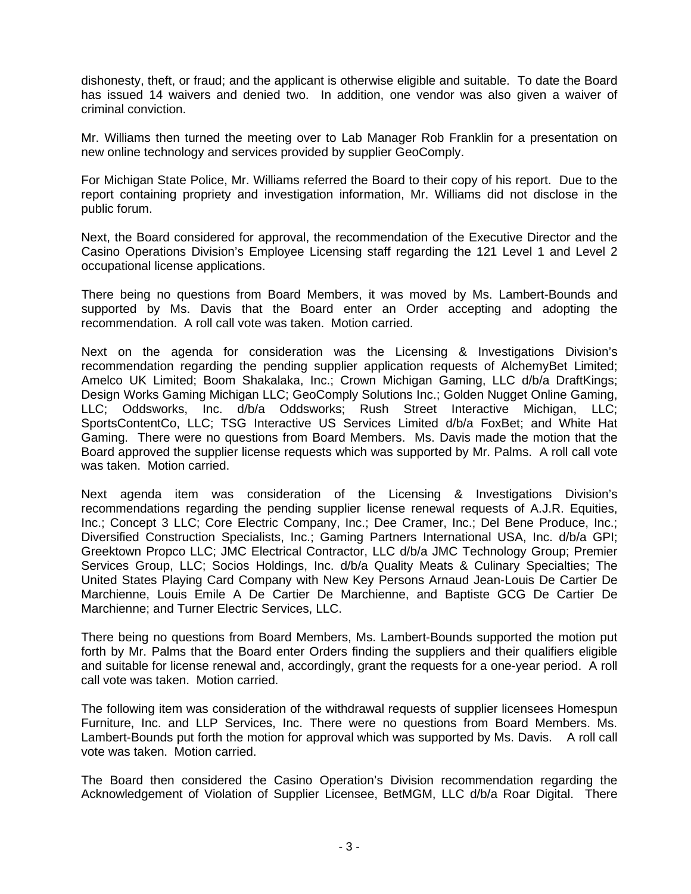dishonesty, theft, or fraud; and the applicant is otherwise eligible and suitable. To date the Board has issued 14 waivers and denied two. In addition, one vendor was also given a waiver of criminal conviction.

Mr. Williams then turned the meeting over to Lab Manager Rob Franklin for a presentation on new online technology and services provided by supplier GeoComply.

For Michigan State Police, Mr. Williams referred the Board to their copy of his report. Due to the report containing propriety and investigation information, Mr. Williams did not disclose in the public forum.

Next, the Board considered for approval, the recommendation of the Executive Director and the Casino Operations Division's Employee Licensing staff regarding the 121 Level 1 and Level 2 occupational license applications.

There being no questions from Board Members, it was moved by Ms. Lambert-Bounds and supported by Ms. Davis that the Board enter an Order accepting and adopting the recommendation. A roll call vote was taken. Motion carried.

Next on the agenda for consideration was the Licensing & Investigations Division's recommendation regarding the pending supplier application requests of AlchemyBet Limited; Amelco UK Limited; Boom Shakalaka, Inc.; Crown Michigan Gaming, LLC d/b/a DraftKings; Design Works Gaming Michigan LLC; GeoComply Solutions Inc.; Golden Nugget Online Gaming, LLC; Oddsworks, Inc. d/b/a Oddsworks; Rush Street Interactive Michigan, LLC; SportsContentCo, LLC; TSG Interactive US Services Limited d/b/a FoxBet; and White Hat Gaming. There were no questions from Board Members. Ms. Davis made the motion that the Board approved the supplier license requests which was supported by Mr. Palms. A roll call vote was taken. Motion carried.

Next agenda item was consideration of the Licensing & Investigations Division's recommendations regarding the pending supplier license renewal requests of A.J.R. Equities, Inc.; Concept 3 LLC; Core Electric Company, Inc.; Dee Cramer, Inc.; Del Bene Produce, Inc.; Diversified Construction Specialists, Inc.; Gaming Partners International USA, Inc. d/b/a GPI; Greektown Propco LLC; JMC Electrical Contractor, LLC d/b/a JMC Technology Group; Premier Services Group, LLC; Socios Holdings, Inc. d/b/a Quality Meats & Culinary Specialties; The United States Playing Card Company with New Key Persons Arnaud Jean-Louis De Cartier De Marchienne, Louis Emile A De Cartier De Marchienne, and Baptiste GCG De Cartier De Marchienne; and Turner Electric Services, LLC.

There being no questions from Board Members, Ms. Lambert-Bounds supported the motion put forth by Mr. Palms that the Board enter Orders finding the suppliers and their qualifiers eligible and suitable for license renewal and, accordingly, grant the requests for a one-year period. A roll call vote was taken. Motion carried.

The following item was consideration of the withdrawal requests of supplier licensees Homespun Furniture, Inc. and LLP Services, Inc. There were no questions from Board Members. Ms. Lambert-Bounds put forth the motion for approval which was supported by Ms. Davis. A roll call vote was taken. Motion carried.

The Board then considered the Casino Operation's Division recommendation regarding the Acknowledgement of Violation of Supplier Licensee, BetMGM, LLC d/b/a Roar Digital. There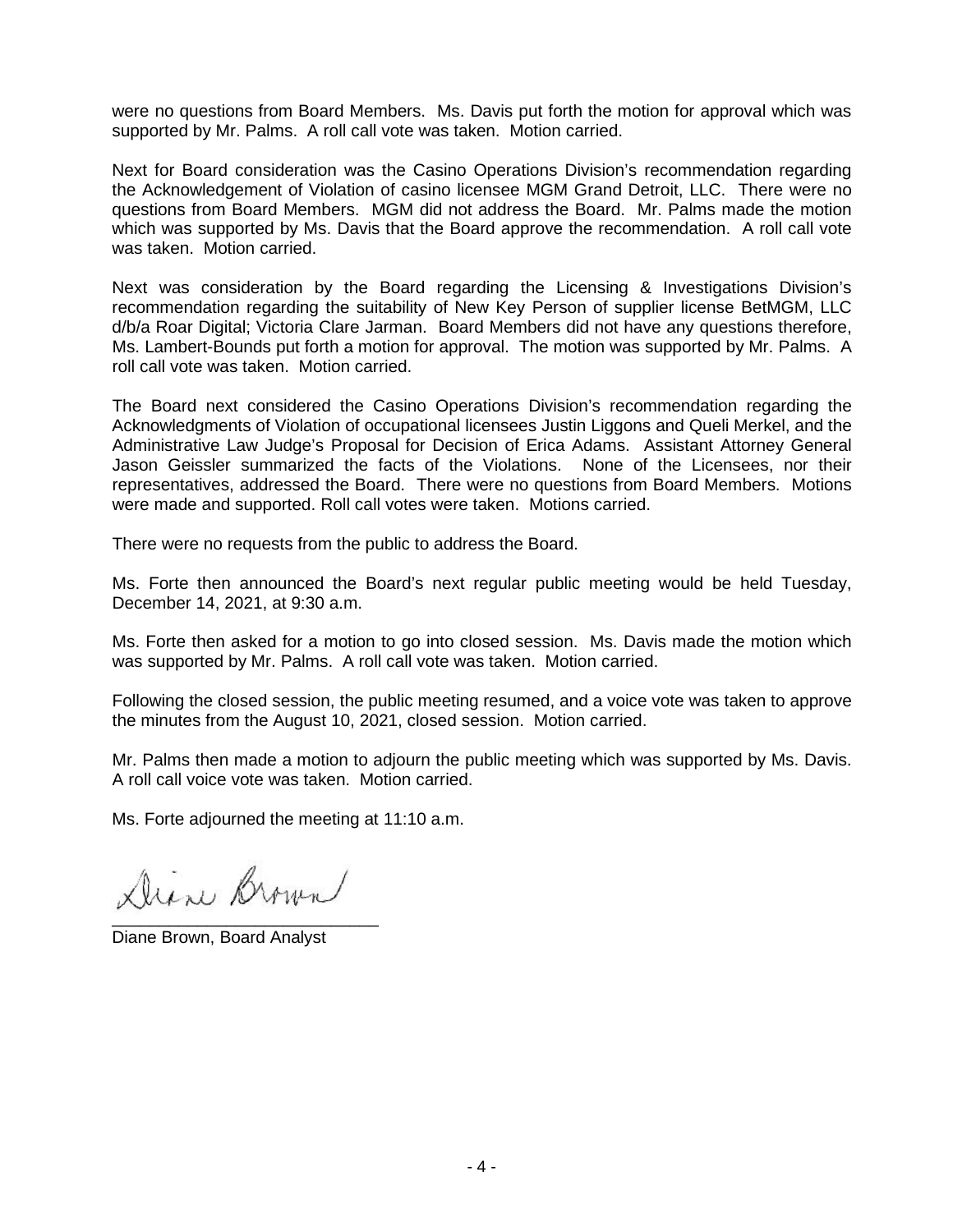were no questions from Board Members. Ms. Davis put forth the motion for approval which was supported by Mr. Palms. A roll call vote was taken. Motion carried.

Next for Board consideration was the Casino Operations Division's recommendation regarding the Acknowledgement of Violation of casino licensee MGM Grand Detroit, LLC. There were no questions from Board Members. MGM did not address the Board. Mr. Palms made the motion which was supported by Ms. Davis that the Board approve the recommendation. A roll call vote was taken. Motion carried.

Next was consideration by the Board regarding the Licensing & Investigations Division's recommendation regarding the suitability of New Key Person of supplier license BetMGM, LLC d/b/a Roar Digital; Victoria Clare Jarman. Board Members did not have any questions therefore, Ms. Lambert-Bounds put forth a motion for approval. The motion was supported by Mr. Palms. A roll call vote was taken. Motion carried.

The Board next considered the Casino Operations Division's recommendation regarding the Acknowledgments of Violation of occupational licensees Justin Liggons and Queli Merkel, and the Administrative Law Judge's Proposal for Decision of Erica Adams. Assistant Attorney General Jason Geissler summarized the facts of the Violations. None of the Licensees, nor their representatives, addressed the Board. There were no questions from Board Members. Motions were made and supported. Roll call votes were taken. Motions carried.

There were no requests from the public to address the Board.

Ms. Forte then announced the Board's next regular public meeting would be held Tuesday, December 14, 2021, at 9:30 a.m.

Ms. Forte then asked for a motion to go into closed session. Ms. Davis made the motion which was supported by Mr. Palms. A roll call vote was taken. Motion carried.

Following the closed session, the public meeting resumed, and a voice vote was taken to approve the minutes from the August 10, 2021, closed session. Motion carried.

Mr. Palms then made a motion to adjourn the public meeting which was supported by Ms. Davis. A roll call voice vote was taken. Motion carried.

Ms. Forte adjourned the meeting at 11:10 a.m.

Diane Brown

\_\_\_\_\_\_\_\_\_\_\_\_\_\_\_\_\_\_\_\_\_\_\_\_\_\_\_\_

Diane Brown, Board Analyst